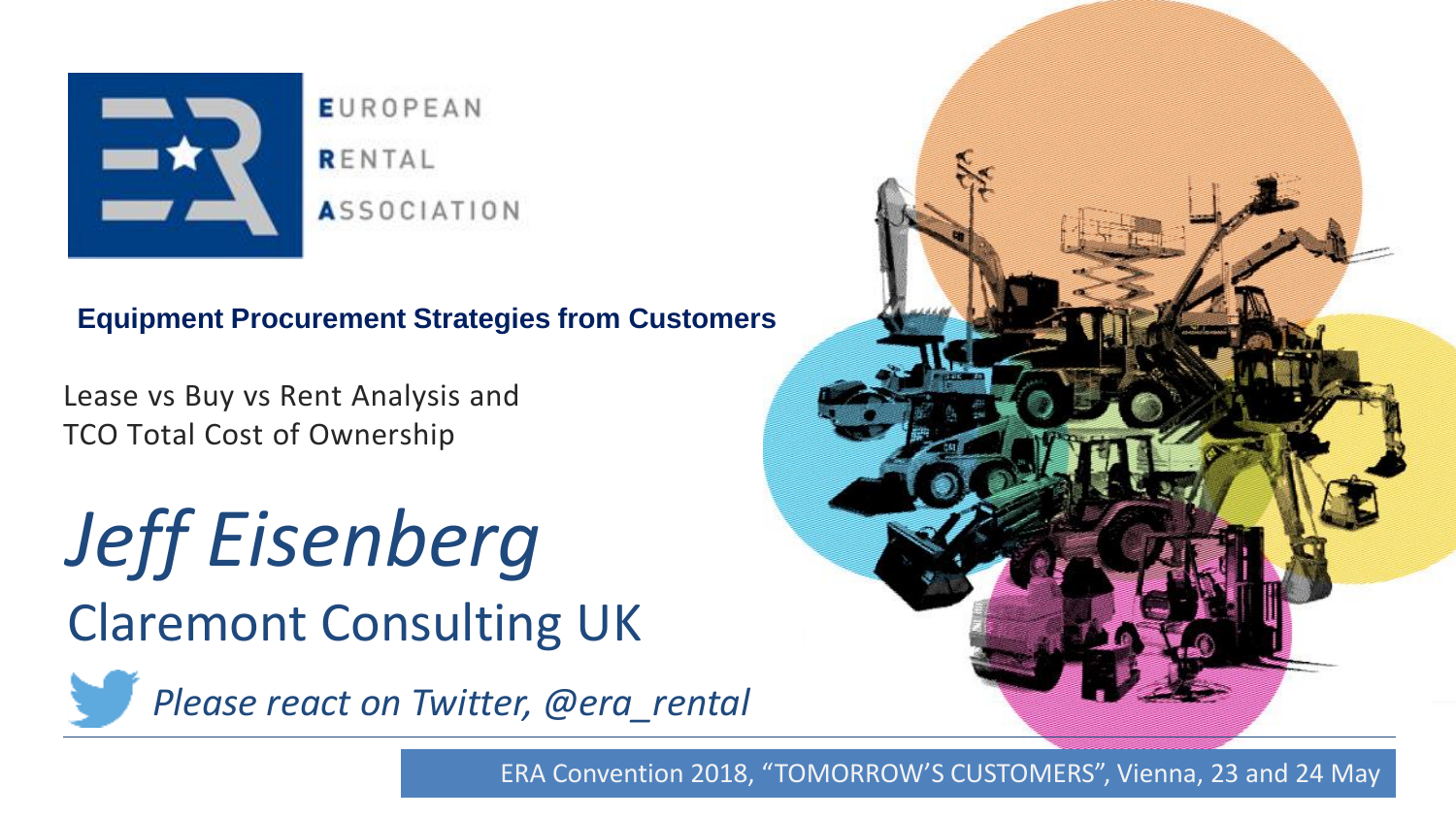EUROPEAN

RENTAL

ASSOCIATION

**Equipment Procurement Strategies from Customers**

Lease vs Buy vs Rent Analysis and
TCO Total Cost of Ownership

# *Jeff Eisenberg*

## Claremont Consulting UK

*Please react on Twitter, @era_rental*

ERA Convention 2018, "TOMORROW'S CUSTOMERS", Vienna, 23 and 24 May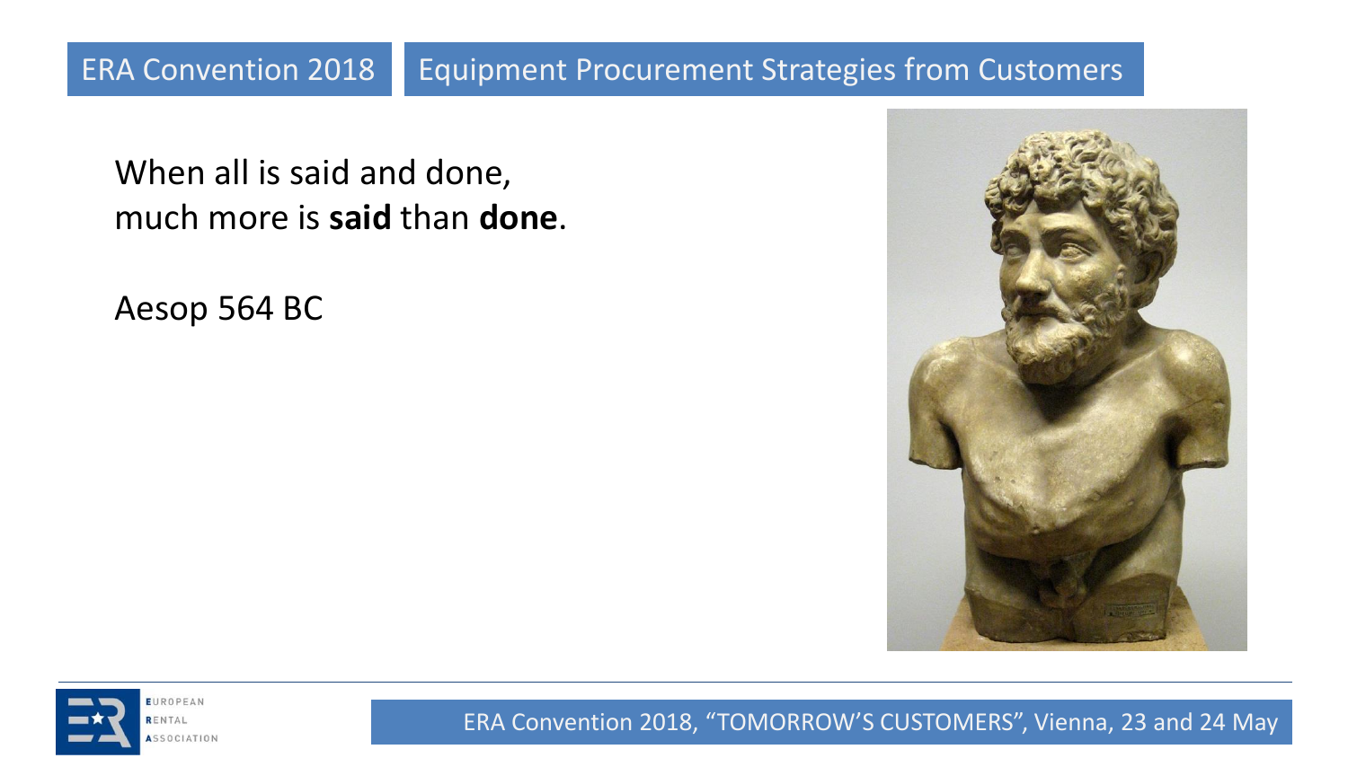When all is said and done,
much more is **said** than **done**.

Aesop 564 BC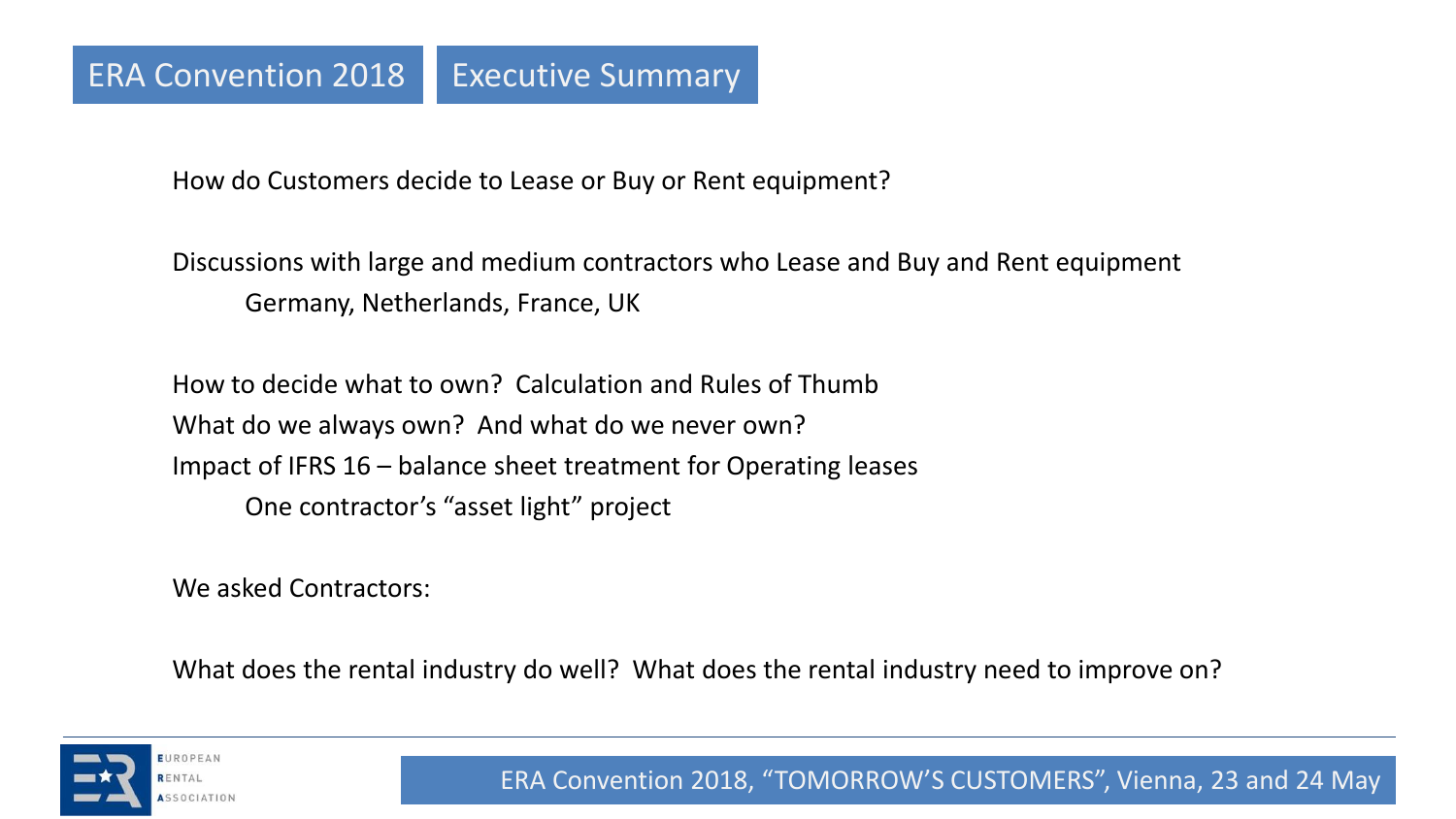# ERA Convention 2018 — Executive Summary

How do Customers decide to Lease or Buy or Rent equipment?

Discussions with large and medium contractors who Lease and Buy and Rent equipment

- Germany, Netherlands, France, UK

How to decide what to own? Calculation and Rules of Thumb

What do we always own? And what do we never own?

Impact of IFRS 16 – balance sheet treatment for Operating leases

- One contractor's "asset light" project

We asked Contractors:

What does the rental industry do well? What does the rental industry need to improve on?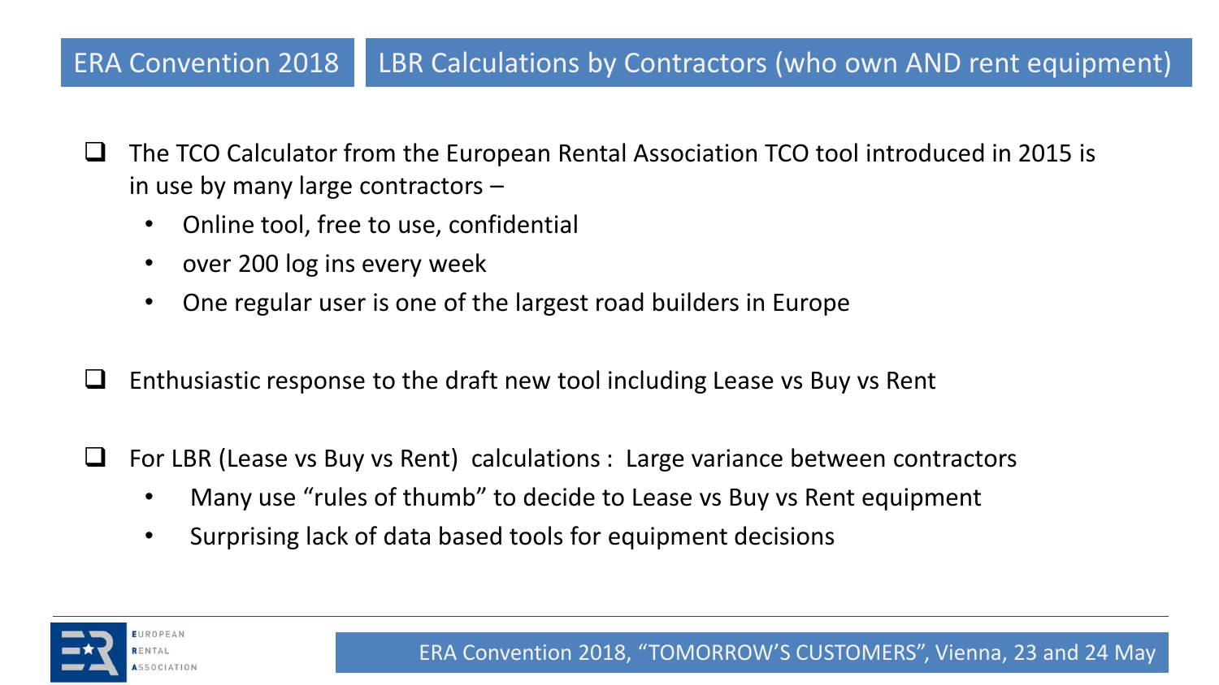## LBR Calculations by Contractors (who own AND rent equipment)

- The TCO Calculator from the European Rental Association TCO tool introduced in 2015 is in use by many large contractors –
  - Online tool, free to use, confidential
  - over 200 log ins every week
  - One regular user is one of the largest road builders in Europe

- Enthusiastic response to the draft new tool including Lease vs Buy vs Rent

- For LBR (Lease vs Buy vs Rent) calculations : Large variance between contractors
  - Many use “rules of thumb” to decide to Lease vs Buy vs Rent equipment
  - Surprising lack of data based tools for equipment decisions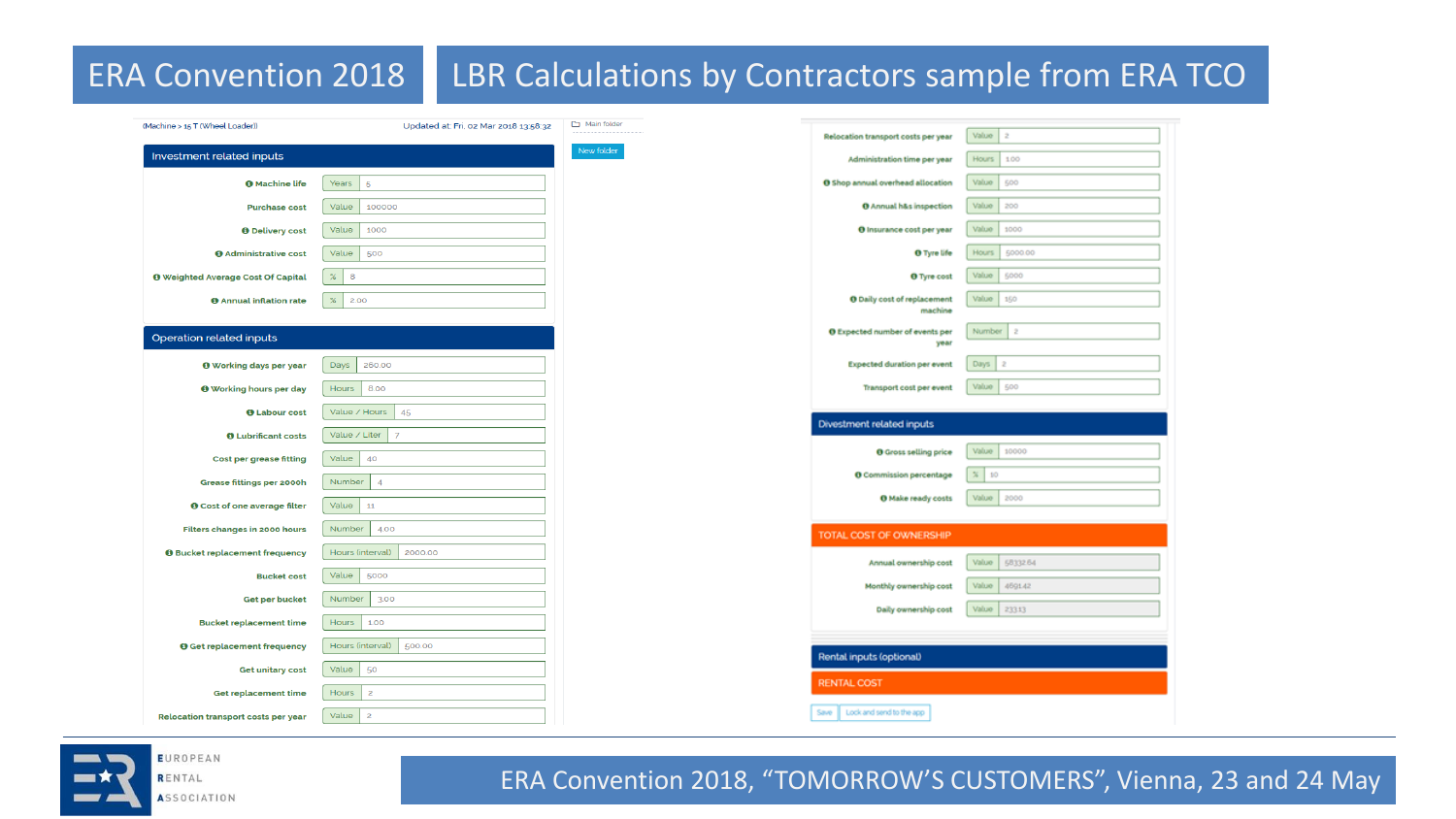# ERA Convention 2018

## LBR Calculations by Contractors sample from ERA TCO

(Machine > 15 T (Wheel Loader)) — Updated at: Fri, 02 Mar 2018 13:58:32

Main folder — New folder

### Investment related inputs

| Field | Unit | Value |
|---|---|---|
| Machine life | Years | 5 |
| Purchase cost | Value | 100000 |
| Delivery cost | Value | 1000 |
| Administrative cost | Value | 500 |
| Weighted Average Cost Of Capital | % | 8 |
| Annual inflation rate | % | 2.00 |

### Operation related inputs

| Field | Unit | Value |
|---|---|---|
| Working days per year | Days | 260.00 |
| Working hours per day | Hours | 8.00 |
| Labour cost | Value / Hours | 45 |
| Lubrificant costs | Value / Liter | 7 |
| Cost per grease fitting | Value | 40 |
| Grease fittings per 2000h | Number | 4 |
| Cost of one average filter | Value | 11 |
| Filters changes in 2000 hours | Number | 4.00 |
| Bucket replacement frequency | Hours (interval) | 2000.00 |
| Bucket cost | Value | 5000 |
| Get per bucket | Number | 3.00 |
| Bucket replacement time | Hours | 1.00 |
| Get replacement frequency | Hours (interval) | 500.00 |
| Get unitary cost | Value | 50 |
| Get replacement time | Hours | 2 |
| Relocation transport costs per year | Value | 2 |
| Administration time per year | Hours | 100 |
| Shop annual overhead allocation | Value | 500 |
| Annual h&s inspection | Value | 200 |
| Insurance cost per year | Value | 1000 |
| Tyre life | Hours | 5000.00 |
| Tyre cost | Value | 5000 |
| Daily cost of replacement machine | Value | 150 |
| Expected number of events per year | Number | 2 |
| Expected duration per event | Days | 2 |
| Transport cost per event | Value | 500 |

### Divestment related inputs

| Field | Unit | Value |
|---|---|---|
| Gross selling price | Value | 10000 |
| Commission percentage | % | 10 |
| Make ready costs | Value | 2000 |

### TOTAL COST OF OWNERSHIP

| Field | Unit | Value |
|---|---|---|
| Annual ownership cost | Value | 58332.64 |
| Monthly ownership cost | Value | 4691.42 |
| Daily ownership cost | Value | 233.13 |

### Rental inputs (optional)

### RENTAL COST

Save | Lock and send to the app

ERA Convention 2018, “TOMORROW’S CUSTOMERS”, Vienna, 23 and 24 May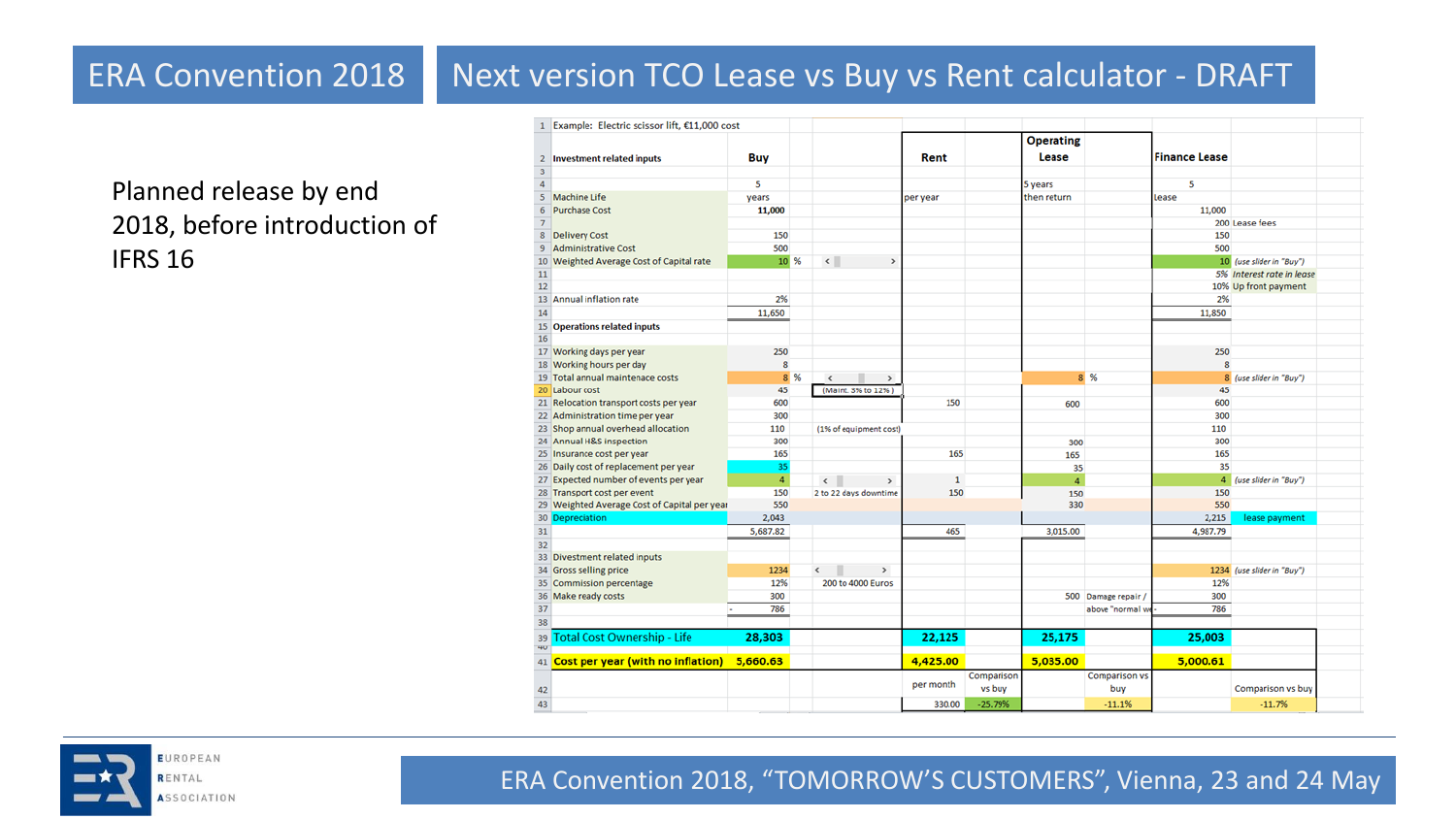# ERA Convention 2018

## Next version TCO Lease vs Buy vs Rent calculator - DRAFT

Planned release by end 2018, before introduction of IFRS 16

| # | Example: Electric scissor lift, €11,000 cost | Buy | | Rent | | Operating Lease | | Finance Lease | |
|---|---|---|---|---|---|---|---|---|---|
| 2 | **Investment related inputs** | **Buy** | | **Rent** | | **Operating Lease** | | **Finance Lease** | |
| 3 | | | | | | | | | |
| 4 | | 5 | | | | 5 years | | 5 | |
| 5 | Machine Life | years | | per year | | then return | | lease | |
| 6 | Purchase Cost | **11,000** | | | | | | 11,000 | |
| 7 | | | | | | | | 200 | Lease fees |
| 8 | Delivery Cost | 150 | | | | | | 150 | |
| 9 | Administrative Cost | 500 | | | | | | 500 | |
| 10 | Weighted Average Cost of Capital rate | 10 % | < > | | | | | 10 | *(use slider in "Buy")* |
| 11 | | | | | | | | 5% | *Interest rate in lease* |
| 12 | | | | | | | | 10% | Up front payment |
| 13 | Annual inflation rate | 2% | | | | | | 2% | |
| 14 | | 11,650 | | | | | | 11,850 | |
| 15 | **Operations related inputs** | | | | | | | | |
| 16 | | | | | | | | | |
| 17 | Working days per year | 250 | | | | | | 250 | |
| 18 | Working hours per day | 8 | | | | | | 8 | |
| 19 | Total annual maintenace costs | 8 % | < > | | | 8 | % | 8 | *(use slider in "Buy")* |
| 20 | Labour cost | 45 | (Maint. 3% to 12%) | | | | | 45 | |
| 21 | Relocation transport costs per year | 600 | | 150 | | 600 | | 600 | |
| 22 | Administration time per year | 300 | | | | | | 300 | |
| 23 | Shop annual overhead allocation | 110 | (1% of equipment cost) | | | | | 110 | |
| 24 | Annual H&S inspection | 300 | | | | 300 | | 300 | |
| 25 | Insurance cost per year | 165 | | 165 | | 165 | | 165 | |
| 26 | Daily cost of replacement per year | 35 | | | | 35 | | 35 | |
| 27 | Expected number of events per year | 4 | < > | 1 | | 4 | | 4 | *(use slider in "Buy")* |
| 28 | Transport cost per event | 150 | 2 to 22 days downtime | 150 | | 150 | | 150 | |
| 29 | Weighted Average Cost of Capital per year | 550 | | | | 330 | | 550 | |
| 30 | Depreciation | 2,043 | | | | | | 2,215 | lease payment |
| 31 | | 5,687.82 | | 465 | | 3,015.00 | | 4,987.79 | |
| 32 | | | | | | | | | |
| 33 | Divestment related inputs | | | | | | | | |
| 34 | Gross selling price | 1234 | < > | | | | | 1234 | *(use slider in "Buy")* |
| 35 | Commission percentage | 12% | 200 to 4000 Euros | | | | | 12% | |
| 36 | Make ready costs | 300 | | | | 500 | Damage repair / | 300 | |
| 37 | | - 786 | | | | | above "normal w | - 786 | |
| 38 | | | | | | | | | |
| 39 | **Total Cost Ownership - Life** | **28,303** | | **22,125** | | **25,175** | | **25,003** | |
| 41 | **Cost per year (with no inflation)** | **5,660.63** | | **4,425.00** | | **5,035.00** | | **5,000.61** | |
| 42 | | | | per month | Comparison vs buy | | Comparison vs buy | | Comparison vs buy |
| 43 | | | | 330.00 | -25.79% | | -11.1% | | -11.7% |

ERA Convention 2018, "TOMORROW'S CUSTOMERS", Vienna, 23 and 24 May

EUROPEAN RENTAL ASSOCIATION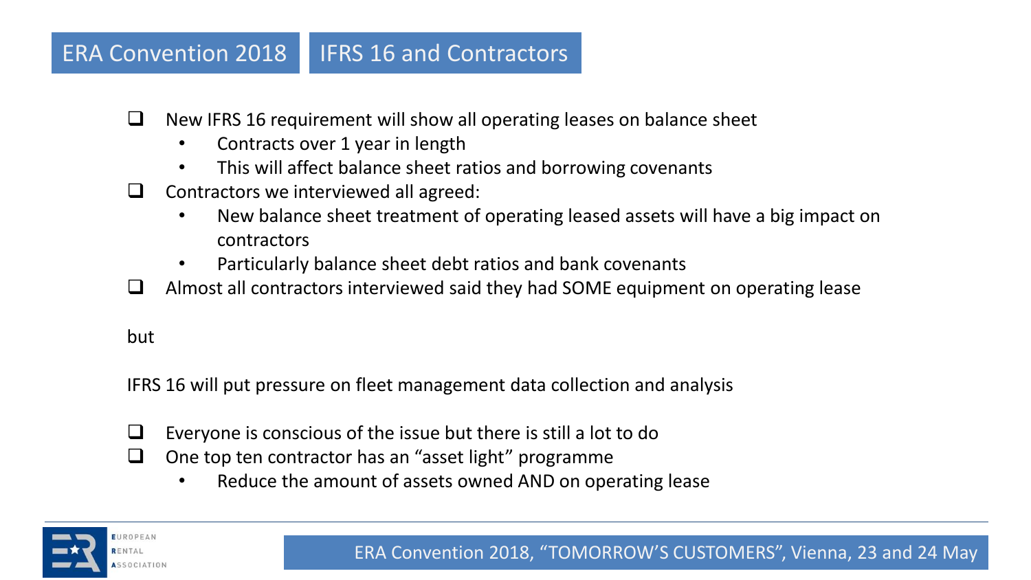## ERA Convention 2018 | IFRS 16 and Contractors

- New IFRS 16 requirement will show all operating leases on balance sheet
  - Contracts over 1 year in length
  - This will affect balance sheet ratios and borrowing covenants
- Contractors we interviewed all agreed:
  - New balance sheet treatment of operating leased assets will have a big impact on contractors
  - Particularly balance sheet debt ratios and bank covenants
- Almost all contractors interviewed said they had SOME equipment on operating lease

but

IFRS 16 will put pressure on fleet management data collection and analysis

- Everyone is conscious of the issue but there is still a lot to do
- One top ten contractor has an "asset light" programme
  - Reduce the amount of assets owned AND on operating lease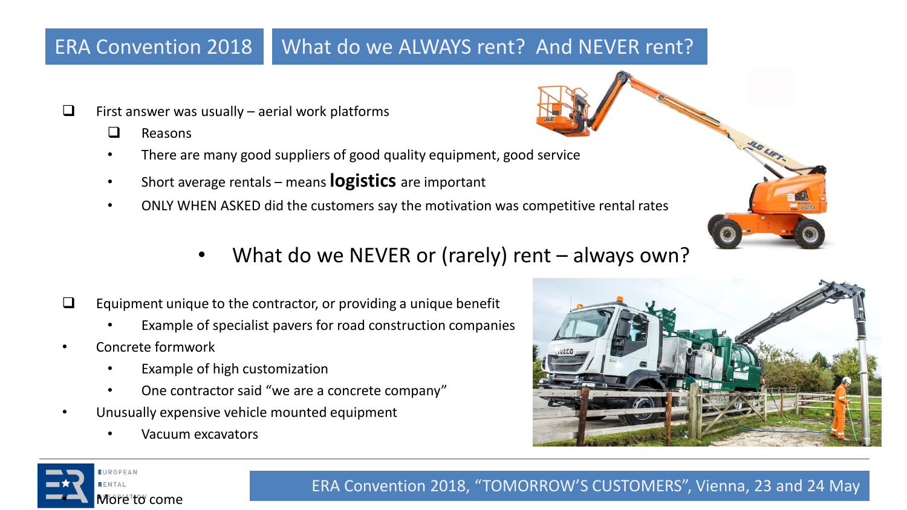## ERA Convention 2018 — What do we ALWAYS rent? And NEVER rent?

- First answer was usually – aerial work platforms
  - Reasons
  - There are many good suppliers of good quality equipment, good service
  - Short average rentals – means **logistics** are important
  - ONLY WHEN ASKED did the customers say the motivation was competitive rental rates

### What do we NEVER or (rarely) rent – always own?

- Equipment unique to the contractor, or providing a unique benefit
  - Example of specialist pavers for road construction companies
- Concrete formwork
  - Example of high customization
  - One contractor said "we are a concrete company"
- Unusually expensive vehicle mounted equipment
  - Vacuum excavators
- More to come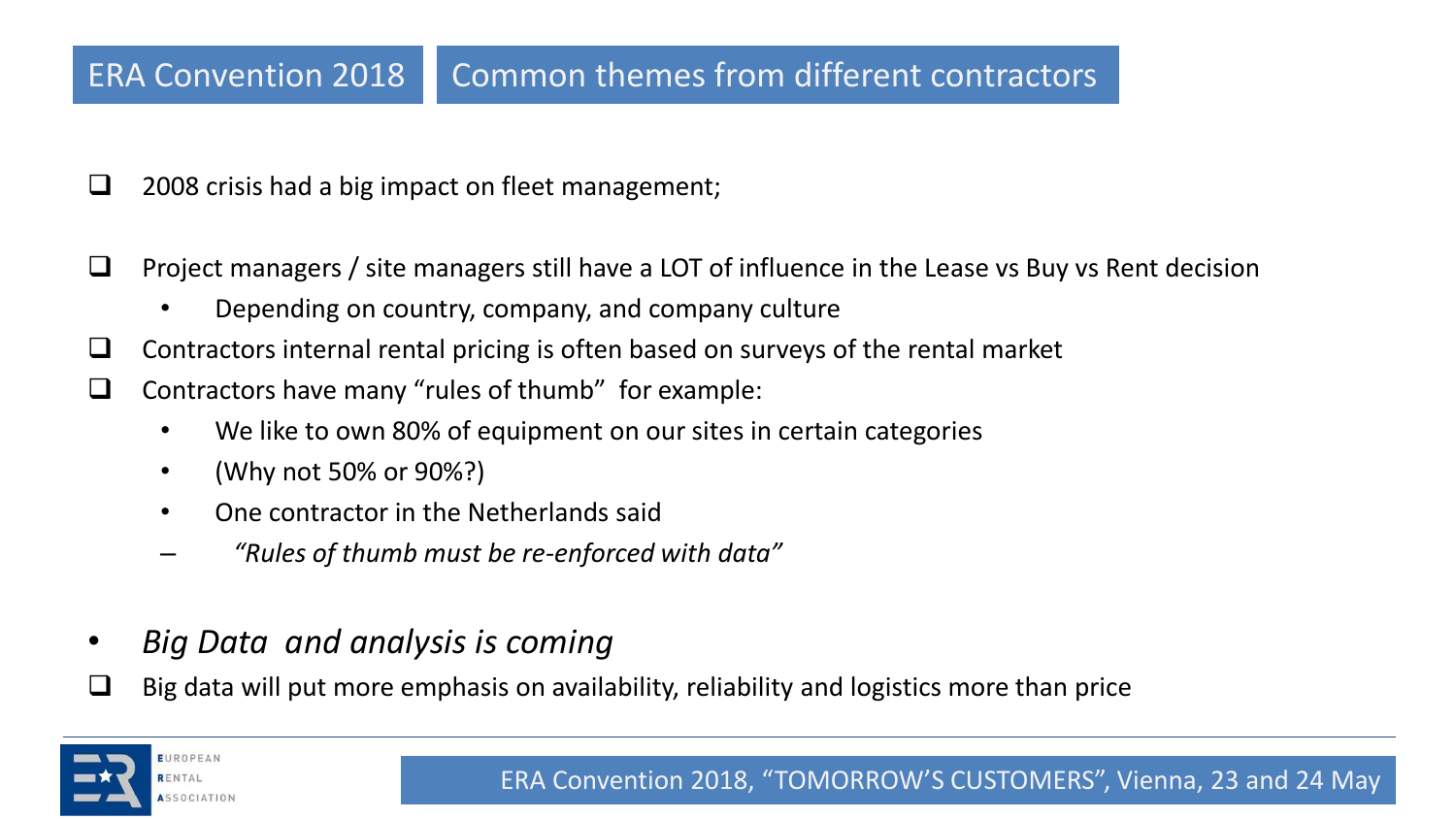## ERA Convention 2018 — Common themes from different contractors

- 2008 crisis had a big impact on fleet management;
- Project managers / site managers still have a LOT of influence in the Lease vs Buy vs Rent decision
  - Depending on country, company, and company culture
- Contractors internal rental pricing is often based on surveys of the rental market
- Contractors have many “rules of thumb” for example:
  - We like to own 80% of equipment on our sites in certain categories
  - (Why not 50% or 90%?)
  - One contractor in the Netherlands said
    - *“Rules of thumb must be re-enforced with data”*

- *Big Data and analysis is coming*
- Big data will put more emphasis on availability, reliability and logistics more than price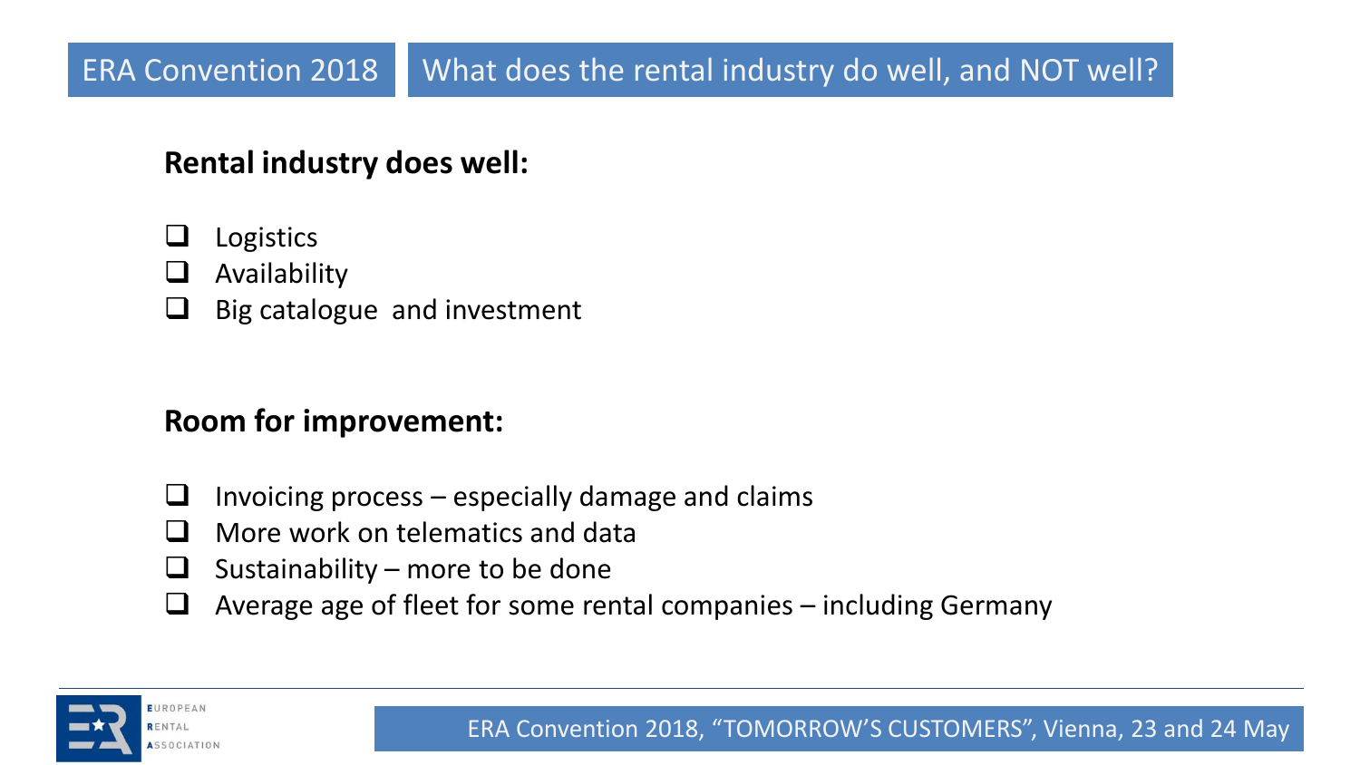ERA Convention 2018

# What does the rental industry do well, and NOT well?

**Rental industry does well:**

- Logistics
- Availability
- Big catalogue and investment

**Room for improvement:**

- Invoicing process – especially damage and claims
- More work on telematics and data
- Sustainability – more to be done
- Average age of fleet for some rental companies – including Germany